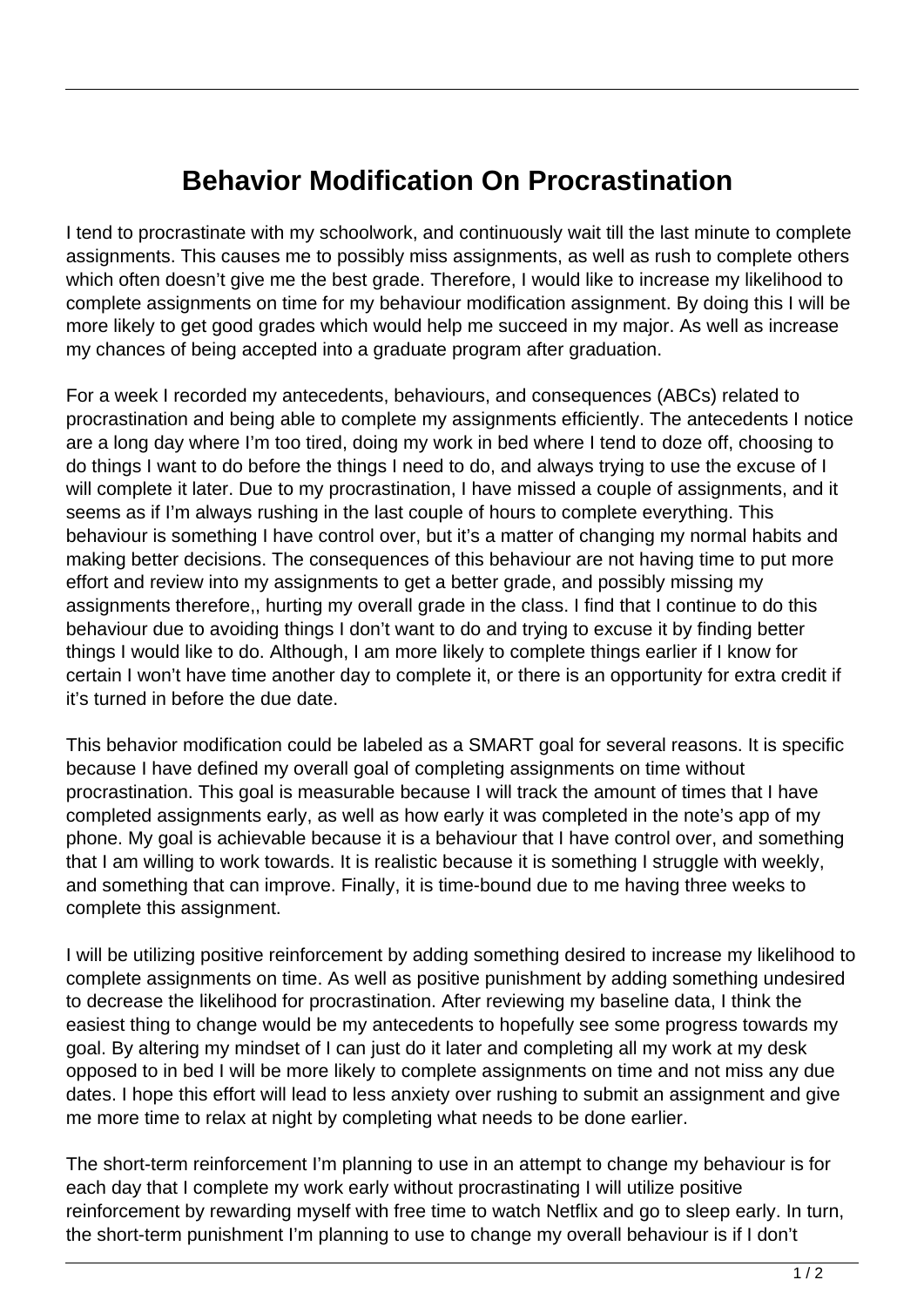# Behavior Modification On Procrastination

I tend to procrastinate with my schoolwork, and continuously wait till the last minute to complete assignments. This causes me to possibly miss assignments, as well as rush to complete others which often doesn't give me the best grade. Therefore, I would like to increase my likelihood to complete assignments on time for my behaviour modification assignment. By doing this I will be more likely to get good grades which would help me succeed in my major. As well as increase my chances of being accepted into a graduate program after graduation.

For a week I recorded my antecedents, behaviours, and consequences (ABCs) related to procrastination and being able to complete my assignments efficiently. The antecedents I notice are a long day where I'm too tired, doing my work in bed where I tend to doze off, choosing to do things I want to do before the things I need to do, and always trying to use the excuse of I will complete it later. Due to my procrastination, I have missed a couple of assignments, and it seems as if I'm always rushing in the last couple of hours to complete everything. This behaviour is something I have control over, but it's a matter of changing my normal habits and making better decisions. The consequences of this behaviour are not having time to put more effort and review into my assignments to get a better grade, and possibly missing my assignments therefore,, hurting my overall grade in the class. I find that I continue to do this behaviour due to avoiding things I don't want to do and trying to excuse it by finding better things I would like to do. Although, I am more likely to complete things earlier if I know for certain I won't have time another day to complete it, or there is an opportunity for extra credit if it's turned in before the due date.

This behavior modification could be labeled as a SMART goal for several reasons. It is specific because I have defined my overall goal of completing assignments on time without procrastination. This goal is measurable because I will track the amount of times that I have completed assignments early, as well as how early it was completed in the note's app of my phone. My goal is achievable because it is a behaviour that I have control over, and something that I am willing to work towards. It is realistic because it is something I struggle with weekly, and something that can improve. Finally, it is time-bound due to me having three weeks to complete this assignment.

I will be utilizing positive reinforcement by adding something desired to increase my likelihood to complete assignments on time. As well as positive punishment by adding something undesired to decrease the likelihood for procrastination. After reviewing my baseline data, I think the easiest thing to change would be my antecedents to hopefully see some progress towards my goal. By altering my mindset of I can just do it later and completing all my work at my desk opposed to in bed I will be more likely to complete assignments on time and not miss any due dates. I hope this effort will lead to less anxiety over rushing to submit an assignment and give me more time to relax at night by completing what needs to be done earlier.

The short-term reinforcement I'm planning to use in an attempt to change my behaviour is for each day that I complete my work early without procrastinating I will utilize positive reinforcement by rewarding myself with free time to watch Netflix and go to sleep early. In turn, the short-term punishment I'm planning to use to change my overall behaviour is if I don't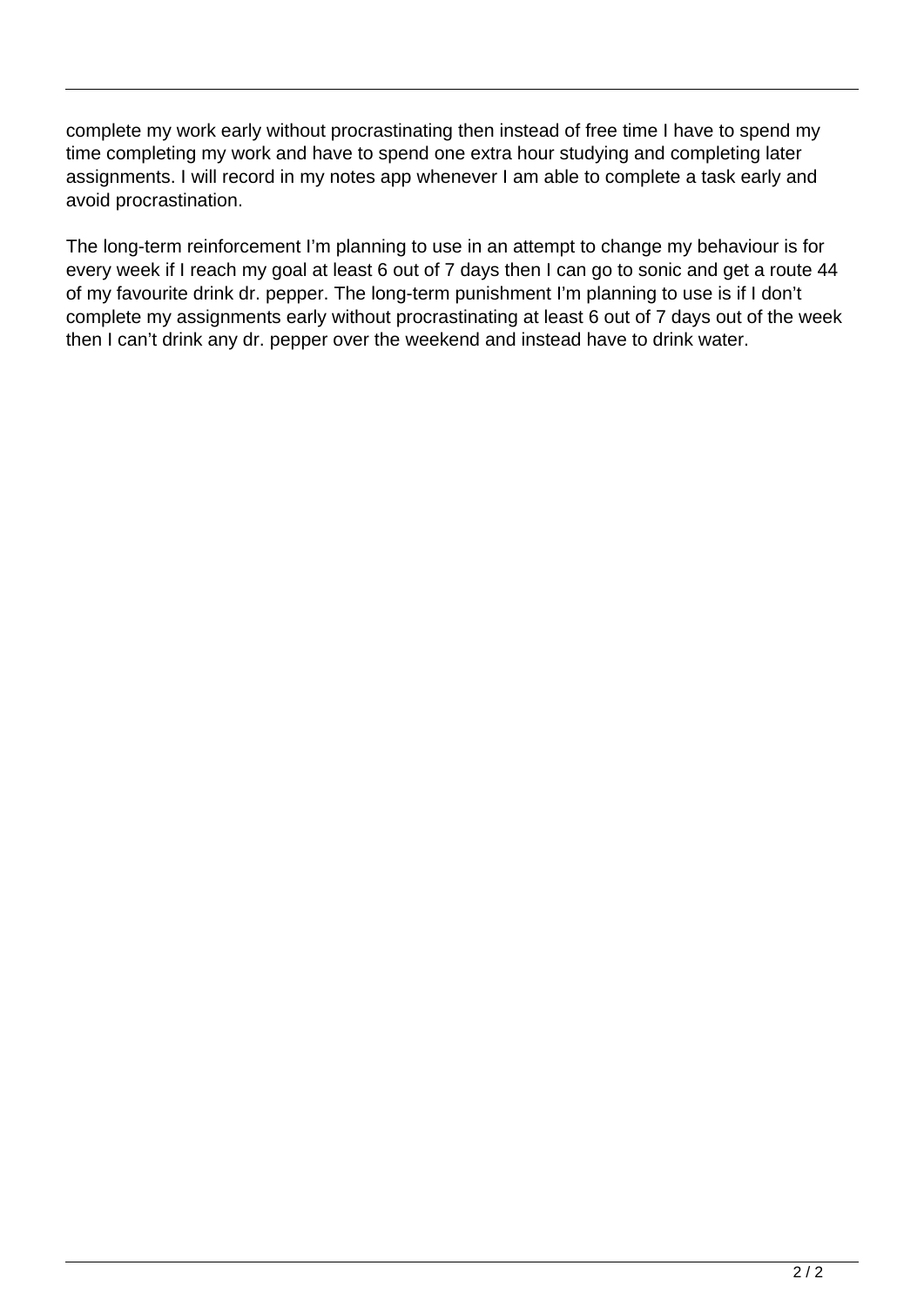complete my work early without procrastinating then instead of free time I have to spend my time completing my work and have to spend one extra hour studying and completing later assignments. I will record in my notes app whenever I am able to complete a task early and avoid procrastination.

The long-term reinforcement I'm planning to use in an attempt to change my behaviour is for every week if I reach my goal at least 6 out of 7 days then I can go to sonic and get a route 44 of my favourite drink dr. pepper. The long-term punishment I'm planning to use is if I don't complete my assignments early without procrastinating at least 6 out of 7 days out of the week then I can't drink any dr. pepper over the weekend and instead have to drink water.